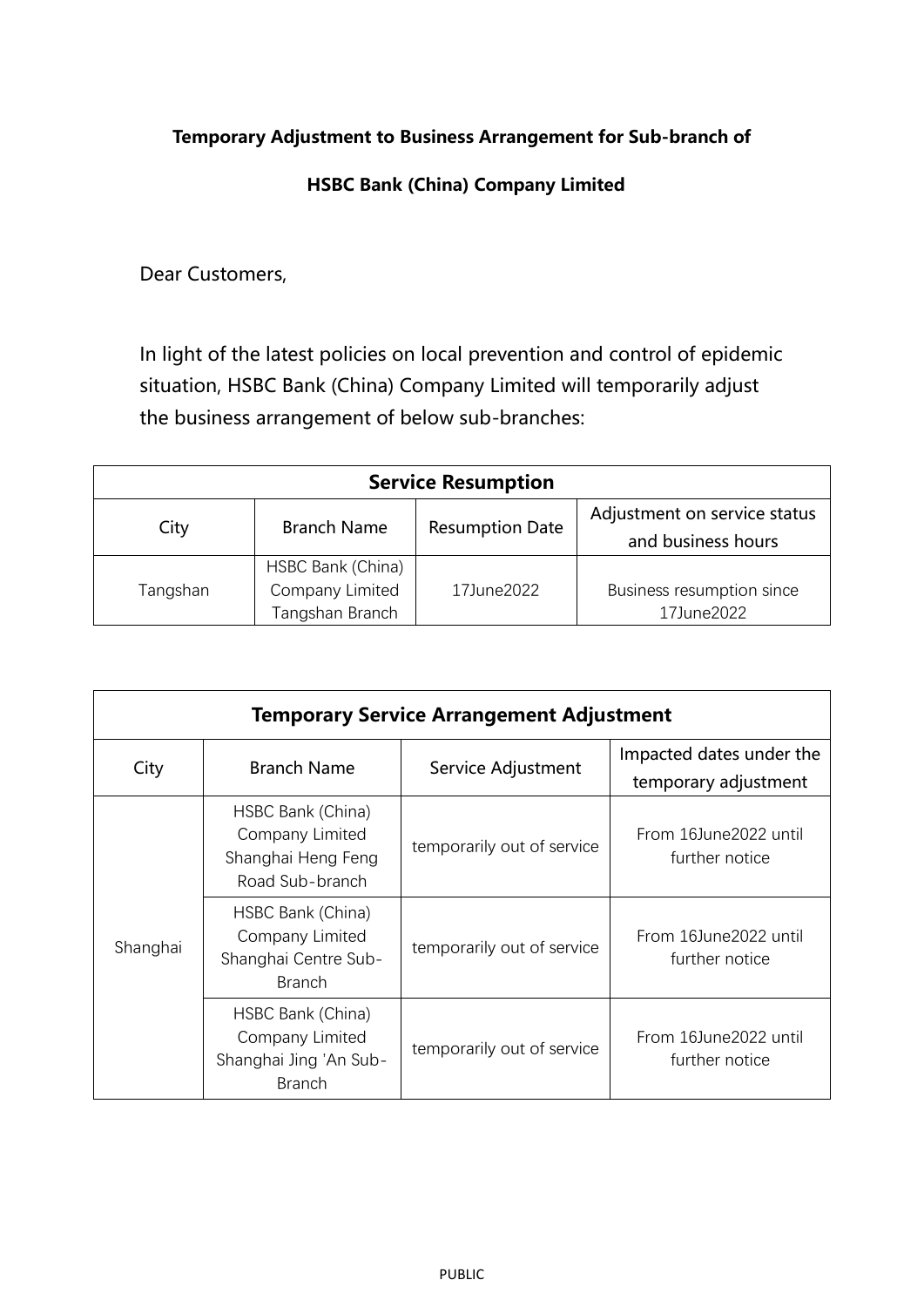**Temporary Adjustment to Business Arrangement for Sub-branch of**

**HSBC Bank (China) Company Limited**

Dear Customers,

In light of the latest policies on local prevention and control of epidemic situation, HSBC Bank (China) Company Limited will temporarily adjust the business arrangement of below sub-branches:

| **Service Resumption** | | | |
|---|---|---|---|
| City | Branch Name | Resumption Date | Adjustment on service status and business hours |
| Tangshan | HSBC Bank (China) Company Limited Tangshan Branch | 17June2022 | Business resumption since 17June2022 |

| **Temporary Service Arrangement Adjustment** | | | |
|---|---|---|---|
| City | Branch Name | Service Adjustment | Impacted dates under the temporary adjustment |
| Shanghai | HSBC Bank (China) Company Limited Shanghai Heng Feng Road Sub-branch | temporarily out of service | From 16June2022 until further notice |
| | HSBC Bank (China) Company Limited Shanghai Centre Sub-Branch | temporarily out of service | From 16June2022 until further notice |
| | HSBC Bank (China) Company Limited Shanghai Jing 'An Sub-Branch | temporarily out of service | From 16June2022 until further notice |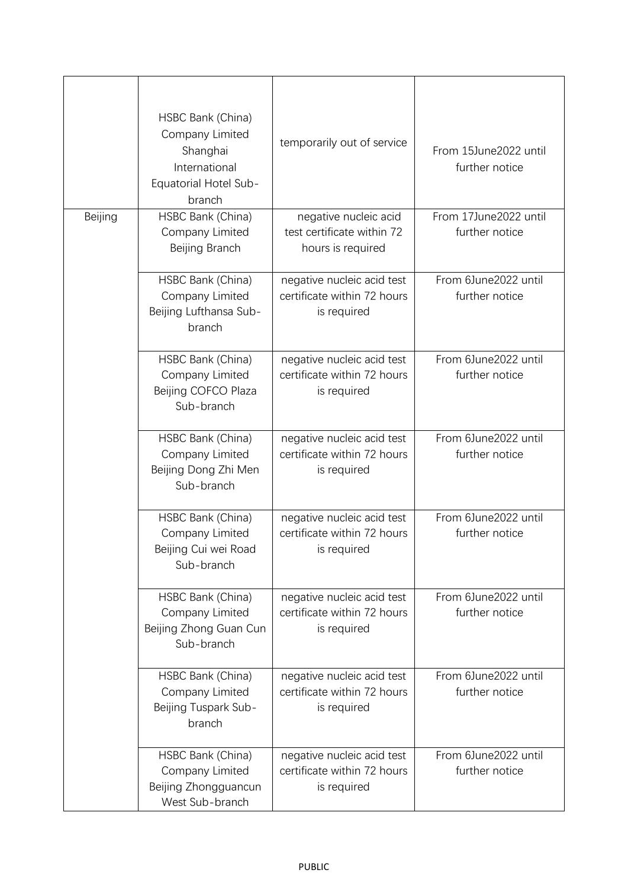| | | | |
|---|---|---|---|
| | HSBC Bank (China) Company Limited Shanghai International Equatorial Hotel Sub-branch | temporarily out of service | From 15June2022 until further notice |
| Beijing | HSBC Bank (China) Company Limited Beijing Branch | negative nucleic acid test certificate within 72 hours is required | From 17June2022 until further notice |
| | HSBC Bank (China) Company Limited Beijing Lufthansa Sub-branch | negative nucleic acid test certificate within 72 hours is required | From 6June2022 until further notice |
| | HSBC Bank (China) Company Limited Beijing COFCO Plaza Sub-branch | negative nucleic acid test certificate within 72 hours is required | From 6June2022 until further notice |
| | HSBC Bank (China) Company Limited Beijing Dong Zhi Men Sub-branch | negative nucleic acid test certificate within 72 hours is required | From 6June2022 until further notice |
| | HSBC Bank (China) Company Limited Beijing Cui wei Road Sub-branch | negative nucleic acid test certificate within 72 hours is required | From 6June2022 until further notice |
| | HSBC Bank (China) Company Limited Beijing Zhong Guan Cun Sub-branch | negative nucleic acid test certificate within 72 hours is required | From 6June2022 until further notice |
| | HSBC Bank (China) Company Limited Beijing Tuspark Sub-branch | negative nucleic acid test certificate within 72 hours is required | From 6June2022 until further notice |
| | HSBC Bank (China) Company Limited Beijing Zhongguancun West Sub-branch | negative nucleic acid test certificate within 72 hours is required | From 6June2022 until further notice |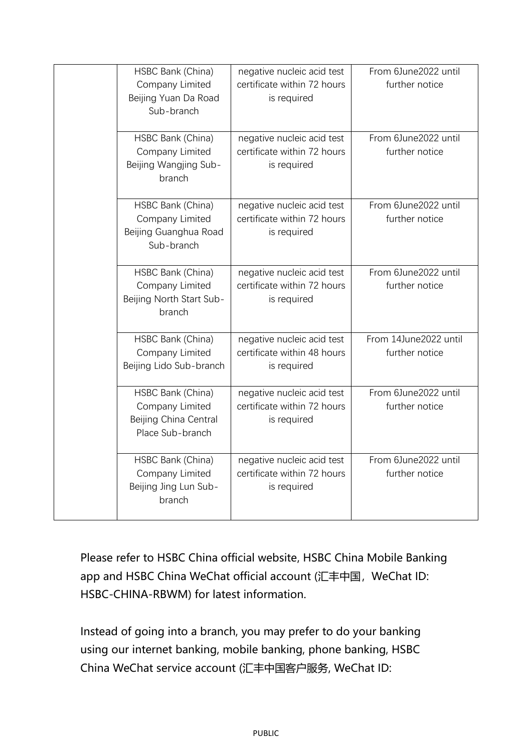| | | | |
|---|---|---|---|
| | HSBC Bank (China) Company Limited Beijing Yuan Da Road Sub-branch | negative nucleic acid test certificate within 72 hours is required | From 6June2022 until further notice |
| | HSBC Bank (China) Company Limited Beijing Wangjing Sub-branch | negative nucleic acid test certificate within 72 hours is required | From 6June2022 until further notice |
| | HSBC Bank (China) Company Limited Beijing Guanghua Road Sub-branch | negative nucleic acid test certificate within 72 hours is required | From 6June2022 until further notice |
| | HSBC Bank (China) Company Limited Beijing North Start Sub-branch | negative nucleic acid test certificate within 72 hours is required | From 6June2022 until further notice |
| | HSBC Bank (China) Company Limited Beijing Lido Sub-branch | negative nucleic acid test certificate within 48 hours is required | From 14June2022 until further notice |
| | HSBC Bank (China) Company Limited Beijing China Central Place Sub-branch | negative nucleic acid test certificate within 72 hours is required | From 6June2022 until further notice |
| | HSBC Bank (China) Company Limited Beijing Jing Lun Sub-branch | negative nucleic acid test certificate within 72 hours is required | From 6June2022 until further notice |

Please refer to HSBC China official website, HSBC China Mobile Banking app and HSBC China WeChat official account (汇丰中国，WeChat ID: HSBC-CHINA-RBWM) for latest information.

Instead of going into a branch, you may prefer to do your banking using our internet banking, mobile banking, phone banking, HSBC China WeChat service account (汇丰中国客户服务, WeChat ID: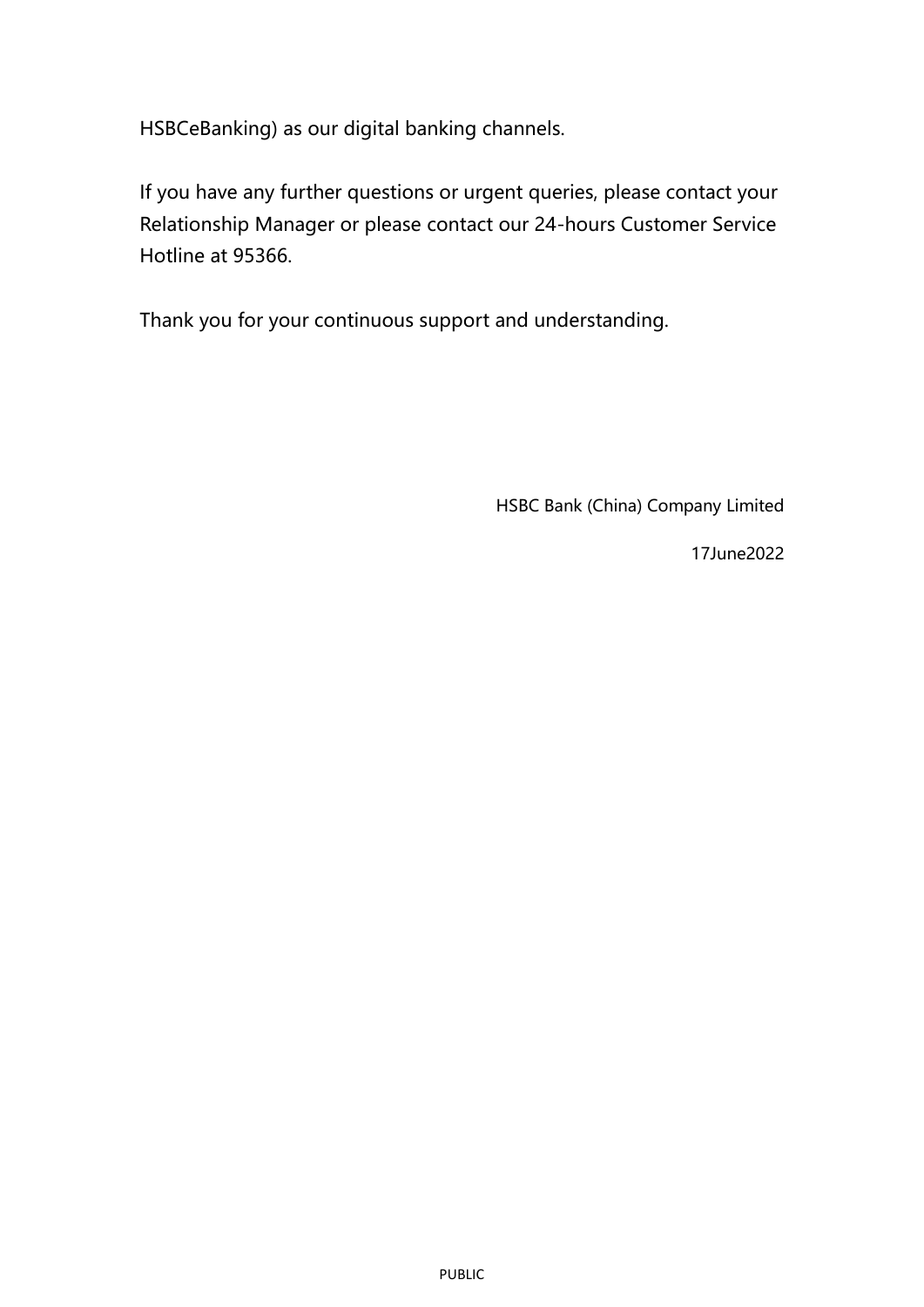HSBCeBanking) as our digital banking channels.

If you have any further questions or urgent queries, please contact your Relationship Manager or please contact our 24-hours Customer Service Hotline at 95366.

Thank you for your continuous support and understanding.

HSBC Bank (China) Company Limited

17June2022

PUBLIC